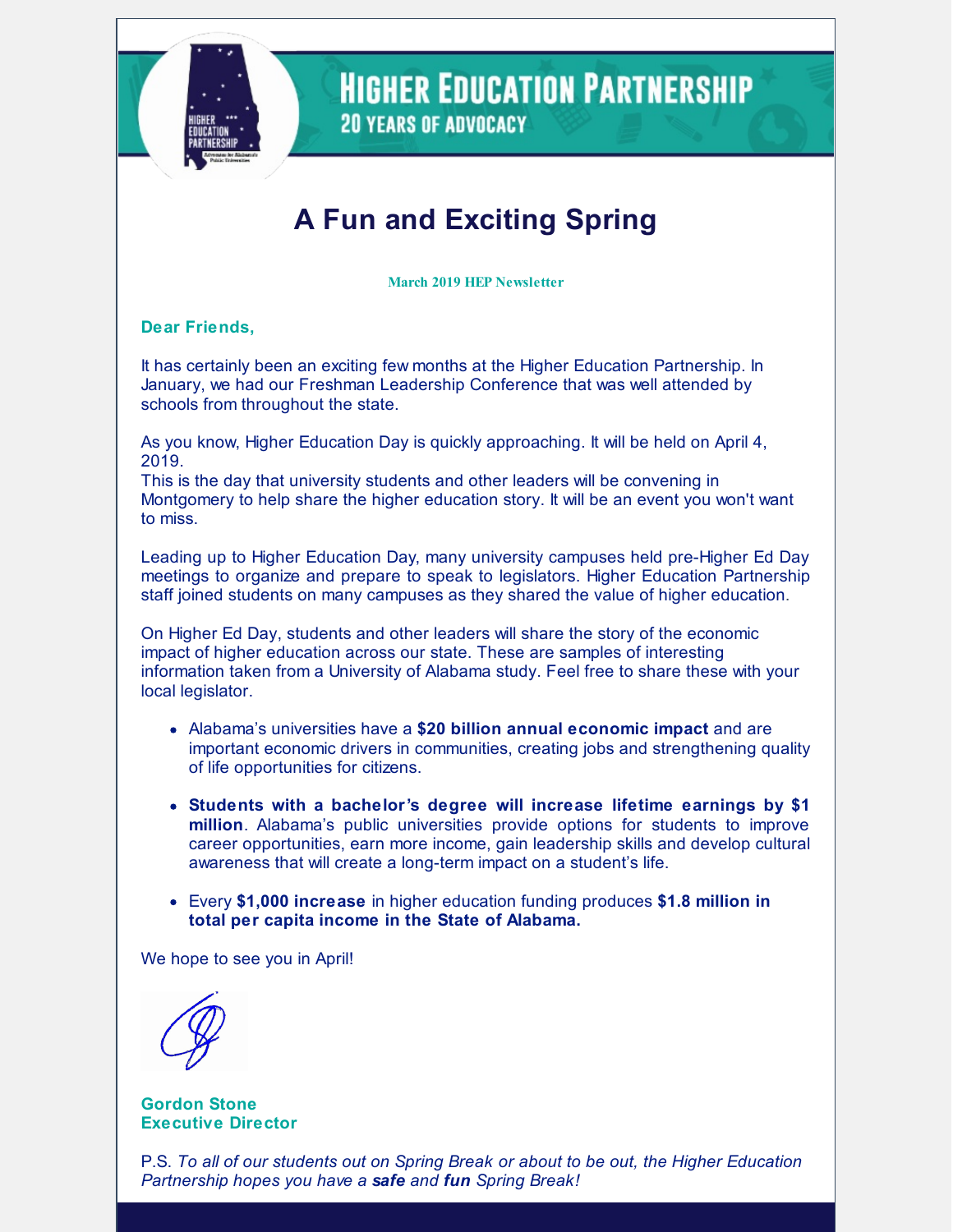# A Fun and Exciting Spring

**March 2019 HEP Newsletter**

**Dear Friends,**

It has certainly been an exciting few months at the Higher Education Partnership. In January, we had our Freshman Leadership Conference that was well attended by schools from throughout the state.

As you know, Higher Education Day is quickly approaching. It will be held on April 4, 2019.
This is the day that university students and other leaders will be convening in Montgomery to help share the higher education story. It will be an event you won't want to miss.

Leading up to Higher Education Day, many university campuses held pre-Higher Ed Day meetings to organize and prepare to speak to legislators. Higher Education Partnership staff joined students on many campuses as they shared the value of higher education.

On Higher Ed Day, students and other leaders will share the story of the economic impact of higher education across our state. These are samples of interesting information taken from a University of Alabama study. Feel free to share these with your local legislator.

- Alabama's universities have a **$20 billion annual economic impact** and are important economic drivers in communities, creating jobs and strengthening quality of life opportunities for citizens.
- **Students with a bachelor's degree will increase lifetime earnings by $1 million**. Alabama's public universities provide options for students to improve career opportunities, earn more income, gain leadership skills and develop cultural awareness that will create a long-term impact on a student's life.
- Every **$1,000 increase** in higher education funding produces **$1.8 million in total per capita income in the State of Alabama.**

We hope to see you in April!

**Gordon Stone**
**Executive Director**

P.S. *To all of our students out on Spring Break or about to be out, the Higher Education Partnership hopes you have a **safe** and **fun** Spring Break!*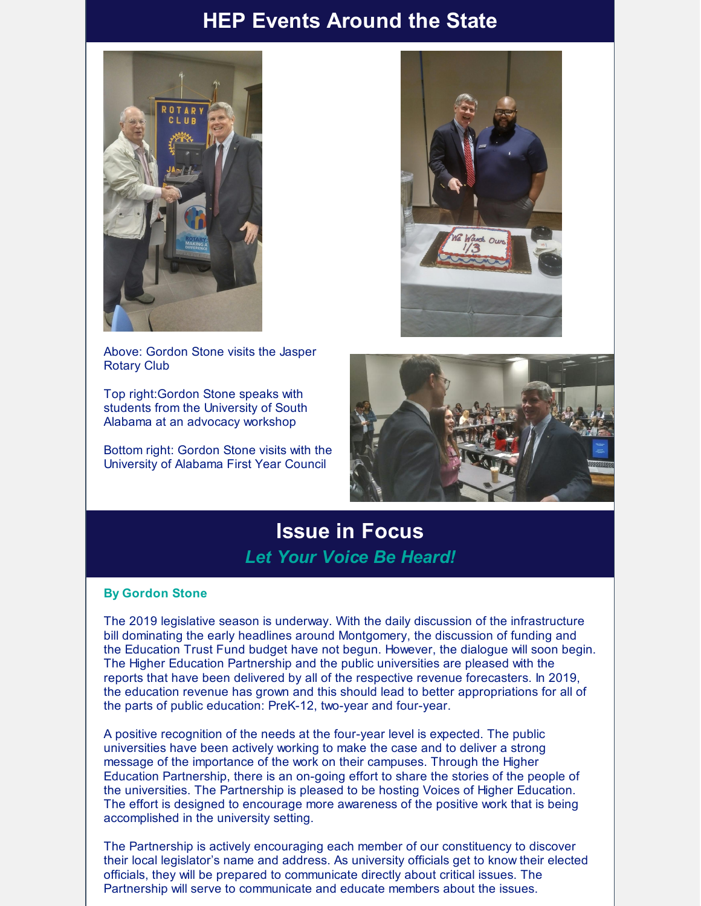## HEP Events Around the State

Above: Gordon Stone visits the Jasper Rotary Club

Top right:Gordon Stone speaks with students from the University of South Alabama at an advocacy workshop

Bottom right: Gordon Stone visits with the University of Alabama First Year Council

## Issue in Focus

### *Let Your Voice Be Heard!*

**By Gordon Stone**

The 2019 legislative season is underway. With the daily discussion of the infrastructure bill dominating the early headlines around Montgomery, the discussion of funding and the Education Trust Fund budget have not begun. However, the dialogue will soon begin. The Higher Education Partnership and the public universities are pleased with the reports that have been delivered by all of the respective revenue forecasters. In 2019, the education revenue has grown and this should lead to better appropriations for all of the parts of public education: PreK-12, two-year and four-year.

A positive recognition of the needs at the four-year level is expected. The public universities have been actively working to make the case and to deliver a strong message of the importance of the work on their campuses. Through the Higher Education Partnership, there is an on-going effort to share the stories of the people of the universities. The Partnership is pleased to be hosting Voices of Higher Education. The effort is designed to encourage more awareness of the positive work that is being accomplished in the university setting.

The Partnership is actively encouraging each member of our constituency to discover their local legislator's name and address. As university officials get to know their elected officials, they will be prepared to communicate directly about critical issues. The Partnership will serve to communicate and educate members about the issues.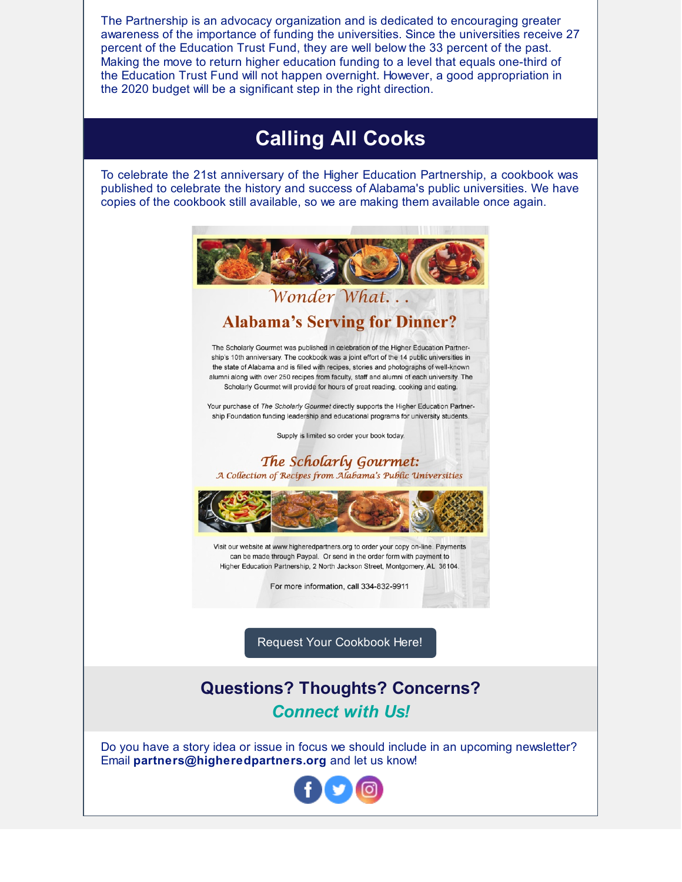The Partnership is an advocacy organization and is dedicated to encouraging greater awareness of the importance of funding the universities. Since the universities receive 27 percent of the Education Trust Fund, they are well below the 33 percent of the past. Making the move to return higher education funding to a level that equals one-third of the Education Trust Fund will not happen overnight. However, a good appropriation in the 2020 budget will be a significant step in the right direction.

## Calling All Cooks

To celebrate the 21st anniversary of the Higher Education Partnership, a cookbook was published to celebrate the history and success of Alabama's public universities. We have copies of the cookbook still available, so we are making them available once again.

*Wonder What. . .*

**Alabama's Serving for Dinner?**

The Scholarly Gourmet was published in celebration of the Higher Education Partnership's 10th anniversary. The cookbook was a joint effort of the 14 public universities in the state of Alabama and is filled with recipes, stories and photographs of well-known alumni along with over 250 recipes from faculty, staff and alumni of each university. The Scholarly Gourmet will provide for hours of great reading, cooking and eating.

Your purchase of *The Scholarly Gourmet* directly supports the Higher Education Partnership Foundation funding leadership and educational programs for university students.

Supply is limited so order your book today.

*The Scholarly Gourmet:*
*A Collection of Recipes from Alabama's Public Universities*

Visit our website at www.higheredpartners.org to order your copy on-line. Payments can be made through Paypal. Or send in the order form with payment to Higher Education Partnership, 2 North Jackson Street, Montgomery, AL 36104.

For more information, call 334-832-9911

Request Your Cookbook Here!

### Questions? Thoughts? Concerns?

***Connect with Us!***

Do you have a story idea or issue in focus we should include in an upcoming newsletter? Email **partners@higheredpartners.org** and let us know!